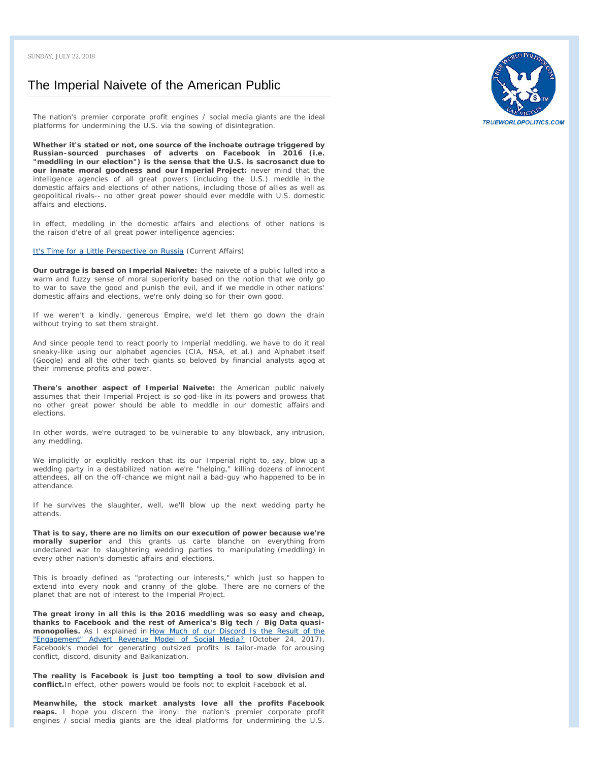SUNDAY, JULY 22, 2018

# The Imperial Naivete of the American Public

The nation's premier corporate profit engines / social media giants are the ideal platforms for undermining the U.S. via the sowing of disintegration.

**Whether it's stated or not, one source of the inchoate outrage triggered by Russian-sourced purchases of adverts on Facebook in 2016 (i.e. "meddling in our election") is the sense that the U.S. is sacrosanct due to our innate moral goodness and our Imperial Project:** never mind that the intelligence agencies of all great powers (including the U.S.) meddle in the domestic affairs and elections of other nations, including those of allies as well as geopolitical rivals-- no other great power should ever meddle with U.S. domestic affairs and elections.

In effect, meddling in the domestic affairs and elections of other nations is the raison d'etre of all great power intelligence agencies:

It's Time for a Little Perspective on Russia (Current Affairs)

**Our outrage is based on Imperial Naivete:** the naivete of a public lulled into a warm and fuzzy sense of moral superiority based on the notion that we only go to war to save the good and punish the evil, and if we meddle in other nations' domestic affairs and elections, we're only doing so for their own good.

If we weren't a kindly, generous Empire, we'd let them go down the drain without trying to set them straight.

And since people tend to react poorly to Imperial meddling, we have to do it real sneaky-like using our alphabet agencies (CIA, NSA, et al.) and Alphabet itself (Google) and all the other tech giants so beloved by financial analysts agog at their immense profits and power.

**There's another aspect of Imperial Naivete:** the American public naively assumes that their Imperial Project is so god-like in its powers and prowess that no other great power should be able to meddle in our domestic affairs and elections.

In other words, we're outraged to be vulnerable to any blowback, any intrusion, any meddling.

We implicitly or explicitly reckon that its our Imperial right to, say, blow up a wedding party in a destabilized nation we're "helping," killing dozens of innocent attendees, all on the off-chance we might nail a bad-guy who happened to be in attendance.

If he survives the slaughter, well, we'll blow up the next wedding party he attends.

**That is to say, there are no limits on our execution of power because we're morally superior** and this grants us carte blanche on everything from undeclared war to slaughtering wedding parties to manipulating (meddling) in every other nation's domestic affairs and elections.

This is broadly defined as "protecting our interests," which just so happen to extend into every nook and cranny of the globe. There are no corners of the planet that are not of interest to the Imperial Project.

**The great irony in all this is the 2016 meddling was so easy and cheap, thanks to Facebook and the rest of America's Big tech / Big Data quasi-monopolies.** As I explained in How Much of our Discord Is the Result of the "Engagement" Advert Revenue Model of Social Media? (October 24, 2017), Facebook's model for generating outsized profits is tailor-made for arousing conflict, discord, disunity and Balkanization.

**The reality is Facebook is just too tempting a tool to sow division and conflict.** In effect, other powers would be fools not to exploit Facebook et al.

**Meanwhile, the stock market analysts love all the profits Facebook reaps.** I hope you discern the irony: the nation's premier corporate profit engines / social media giants are the ideal platforms for undermining the U.S.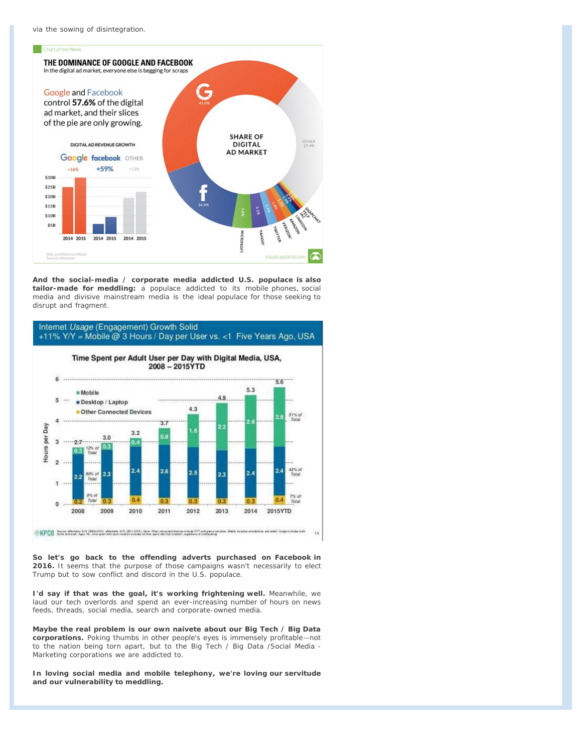via the sowing of disintegration.

Chart of the Week

THE DOMINANCE OF GOOGLE AND FACEBOOK

In the digital ad market, everyone else is begging for scraps

Google and Facebook control **57.6%** of the digital ad market, and their slices of the pie are only growing.

DIGITAL AD REVENUE GROWTH

Google facebook OTHER

+16% +59% +13%

$30B
$25B
$20B
$15B
$10B
$5B

2014 2015 2014 2015 2014 2015

SHARE OF DIGITAL AD MARKET

41.0%

16.6%

OTHER 27.4%

3.8% MICROSOFT

3.1% YAHOO!

TWITTER

VERIZON*

AMAZON

LINKEDIN

IAC

YELP

SNAPCHAT

*AOL and Millennial Media
Source: eMarketer

visualcapitalist.com

**And the social-media / corporate media addicted U.S. populace is also tailor-made for meddling:** a populace addicted to its mobile phones, social media and divisive mainstream media is the ideal populace for those seeking to disrupt and fragment.

Internet *Usage* (Engagement) Growth Solid
+11% Y/Y = Mobile @ 3 Hours / Day per User vs. <1 Five Years Ago, USA

Time Spent per Adult User per Day with Digital Media, USA, 2008 – 2015YTD

Mobile
Desktop / Laptop
Other Connected Devices

Hours per Day

2008 2009 2010 2011 2012 2013 2014 2015YTD

2.7 3.0 3.2 3.7 4.3 4.9 5.3 5.6

12% of Total
80% of Total
9% of Total
51% of Total
42% of Total
7% of Total

©KPCB

**So let's go back to the offending adverts purchased on Facebook in 2016.** It seems that the purpose of those campaigns wasn't necessarily to elect Trump but to sow conflict and discord in the U.S. populace.

**I'd say if that was the goal, it's working frighteningly well.** Meanwhile, we laud our tech overlords and spend an ever-increasing number of hours on news feeds, threads, social media, search and corporate-owned media.

**Maybe the real problem is our own naivete about our Big Tech / Big Data corporations.** Poking thumbs in other people's eyes is immensely profitable--not to the nation being torn apart, but to the Big Tech / Big Data /Social Media - Marketing corporations we are addicted to.

**In loving social media and mobile telephony, we're loving our servitude and our vulnerability to meddling.**